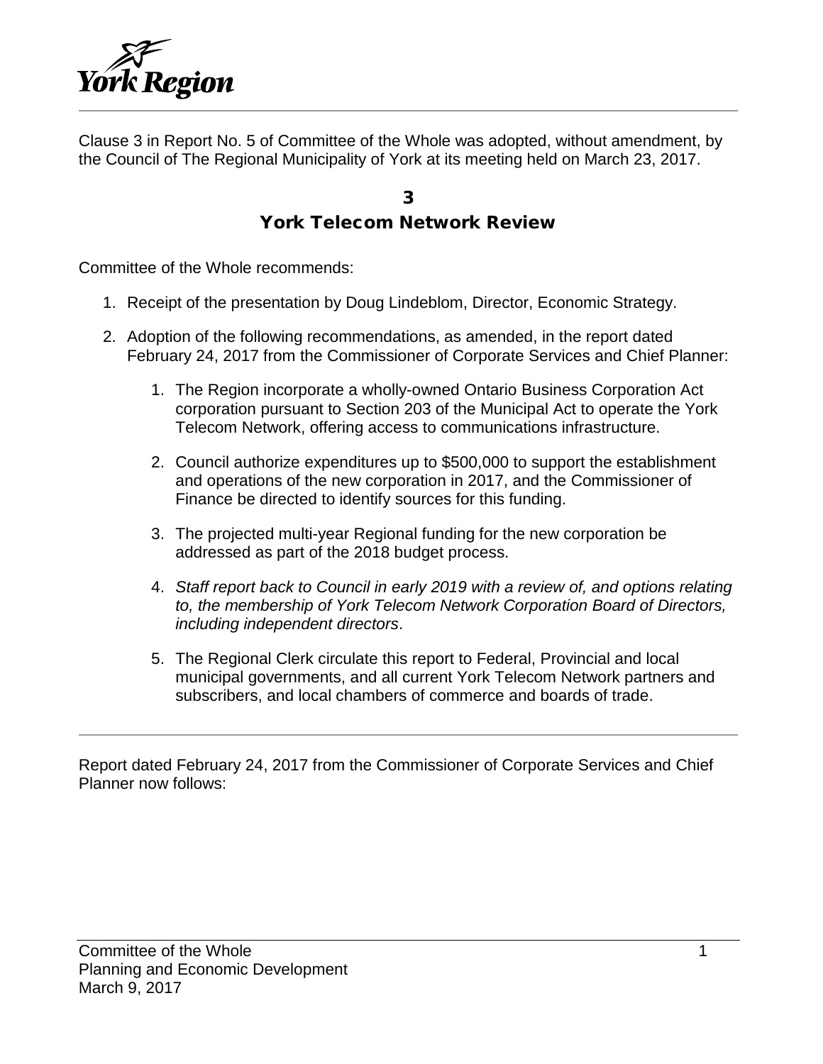Clause 3 in Report No. 5 of Committee of the Whole was adopted, without amendment, by the Council of The Regional Municipality of York at its meeting held on March 23, 2017.

# 3
# York Telecom Network Review

Committee of the Whole recommends:

1. Receipt of the presentation by Doug Lindeblom, Director, Economic Strategy.

2. Adoption of the following recommendations, as amended, in the report dated February 24, 2017 from the Commissioner of Corporate Services and Chief Planner:

    1. The Region incorporate a wholly-owned Ontario Business Corporation Act corporation pursuant to Section 203 of the Municipal Act to operate the York Telecom Network, offering access to communications infrastructure.

    2. Council authorize expenditures up to $500,000 to support the establishment and operations of the new corporation in 2017, and the Commissioner of Finance be directed to identify sources for this funding.

    3. The projected multi-year Regional funding for the new corporation be addressed as part of the 2018 budget process.

    4. *Staff report back to Council in early 2019 with a review of, and options relating to, the membership of York Telecom Network Corporation Board of Directors, including independent directors*.

    5. The Regional Clerk circulate this report to Federal, Provincial and local municipal governments, and all current York Telecom Network partners and subscribers, and local chambers of commerce and boards of trade.

---

Report dated February 24, 2017 from the Commissioner of Corporate Services and Chief Planner now follows: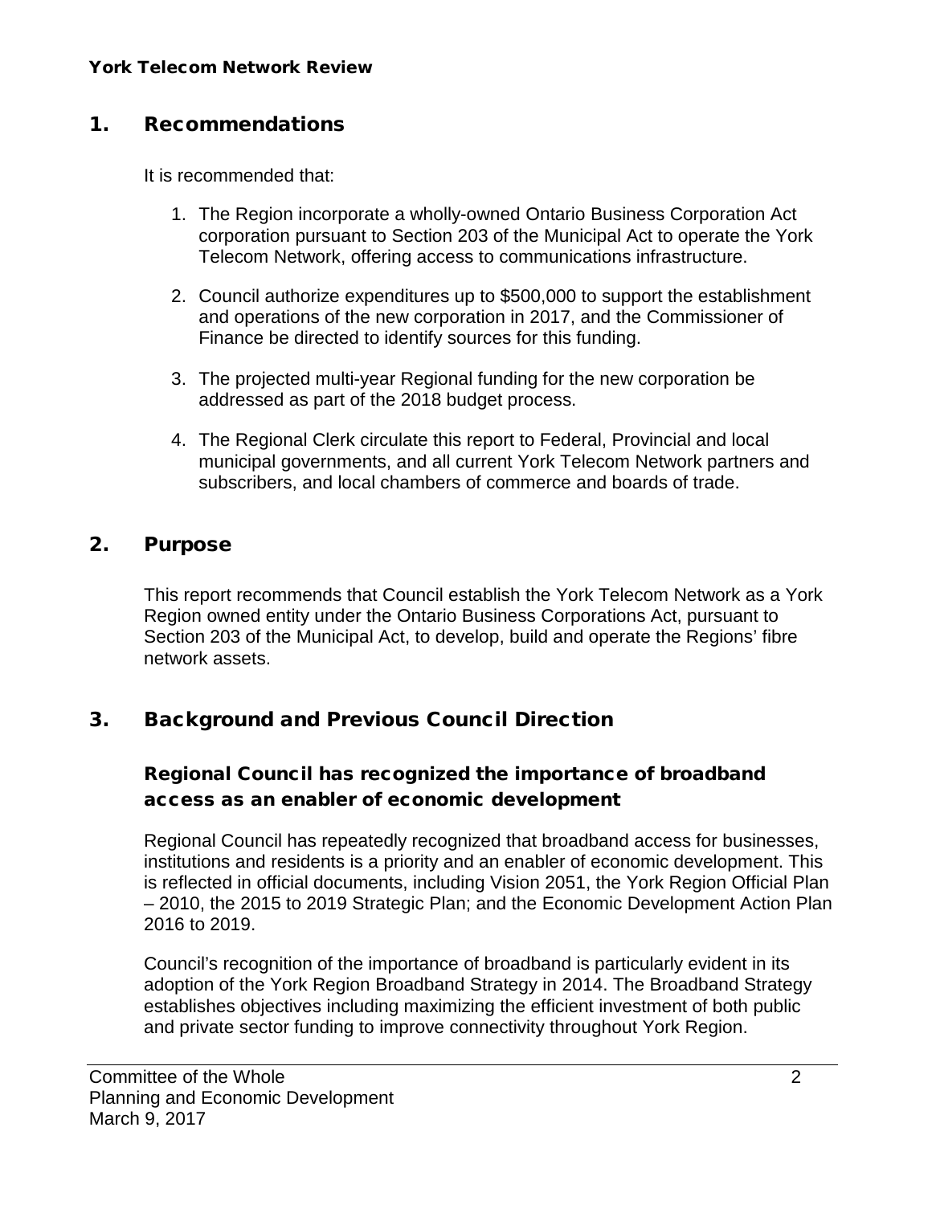# 1. Recommendations

It is recommended that:

1. The Region incorporate a wholly-owned Ontario Business Corporation Act corporation pursuant to Section 203 of the Municipal Act to operate the York Telecom Network, offering access to communications infrastructure.

2. Council authorize expenditures up to $500,000 to support the establishment and operations of the new corporation in 2017, and the Commissioner of Finance be directed to identify sources for this funding.

3. The projected multi-year Regional funding for the new corporation be addressed as part of the 2018 budget process.

4. The Regional Clerk circulate this report to Federal, Provincial and local municipal governments, and all current York Telecom Network partners and subscribers, and local chambers of commerce and boards of trade.

# 2. Purpose

This report recommends that Council establish the York Telecom Network as a York Region owned entity under the Ontario Business Corporations Act, pursuant to Section 203 of the Municipal Act, to develop, build and operate the Regions' fibre network assets.

# 3. Background and Previous Council Direction

## Regional Council has recognized the importance of broadband access as an enabler of economic development

Regional Council has repeatedly recognized that broadband access for businesses, institutions and residents is a priority and an enabler of economic development. This is reflected in official documents, including Vision 2051, the York Region Official Plan – 2010, the 2015 to 2019 Strategic Plan; and the Economic Development Action Plan 2016 to 2019.

Council's recognition of the importance of broadband is particularly evident in its adoption of the York Region Broadband Strategy in 2014. The Broadband Strategy establishes objectives including maximizing the efficient investment of both public and private sector funding to improve connectivity throughout York Region.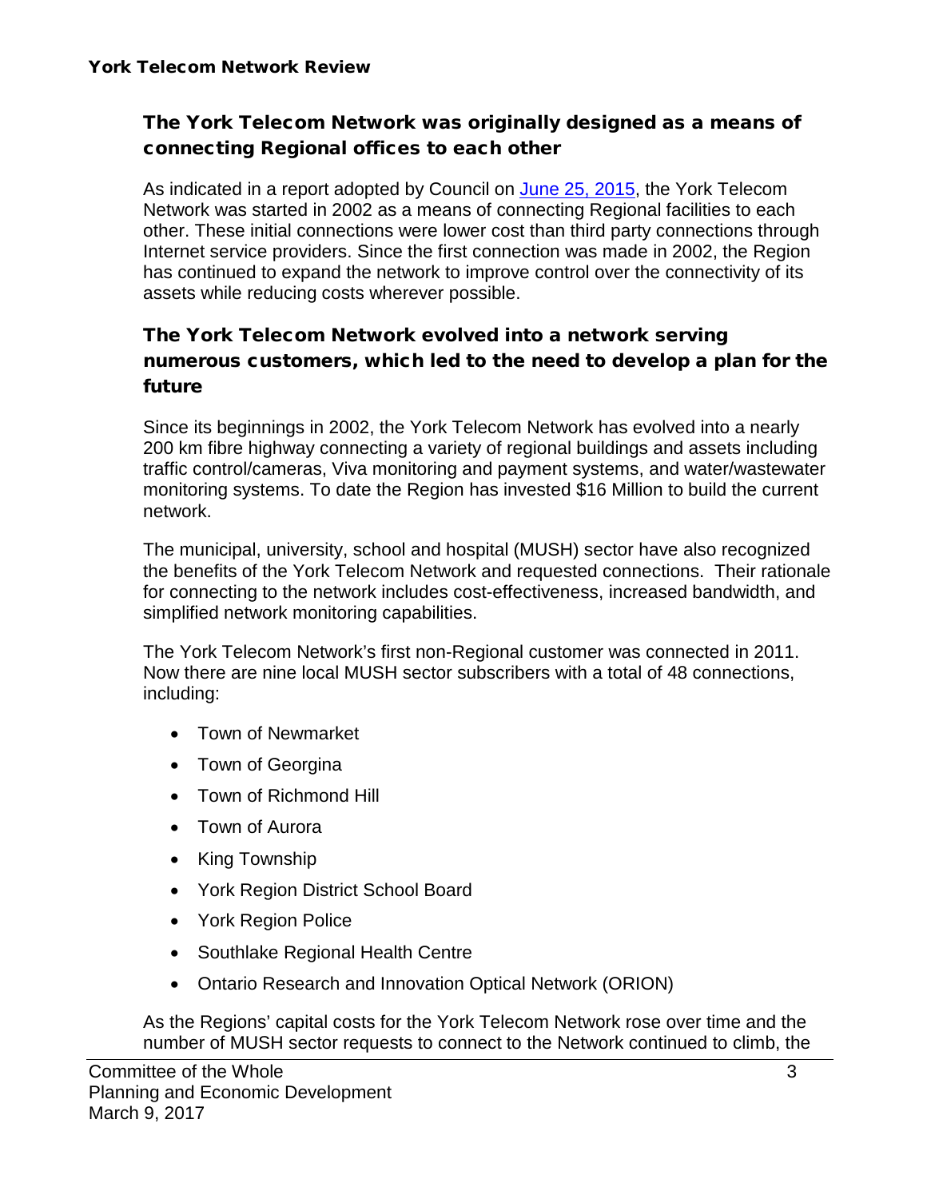## The York Telecom Network was originally designed as a means of connecting Regional offices to each other

As indicated in a report adopted by Council on [June 25, 2015](), the York Telecom Network was started in 2002 as a means of connecting Regional facilities to each other. These initial connections were lower cost than third party connections through Internet service providers. Since the first connection was made in 2002, the Region has continued to expand the network to improve control over the connectivity of its assets while reducing costs wherever possible.

## The York Telecom Network evolved into a network serving numerous customers, which led to the need to develop a plan for the future

Since its beginnings in 2002, the York Telecom Network has evolved into a nearly 200 km fibre highway connecting a variety of regional buildings and assets including traffic control/cameras, Viva monitoring and payment systems, and water/wastewater monitoring systems. To date the Region has invested $16 Million to build the current network.

The municipal, university, school and hospital (MUSH) sector have also recognized the benefits of the York Telecom Network and requested connections. Their rationale for connecting to the network includes cost-effectiveness, increased bandwidth, and simplified network monitoring capabilities.

The York Telecom Network's first non-Regional customer was connected in 2011. Now there are nine local MUSH sector subscribers with a total of 48 connections, including:

- Town of Newmarket
- Town of Georgina
- Town of Richmond Hill
- Town of Aurora
- King Township
- York Region District School Board
- York Region Police
- Southlake Regional Health Centre
- Ontario Research and Innovation Optical Network (ORION)

As the Regions' capital costs for the York Telecom Network rose over time and the number of MUSH sector requests to connect to the Network continued to climb, the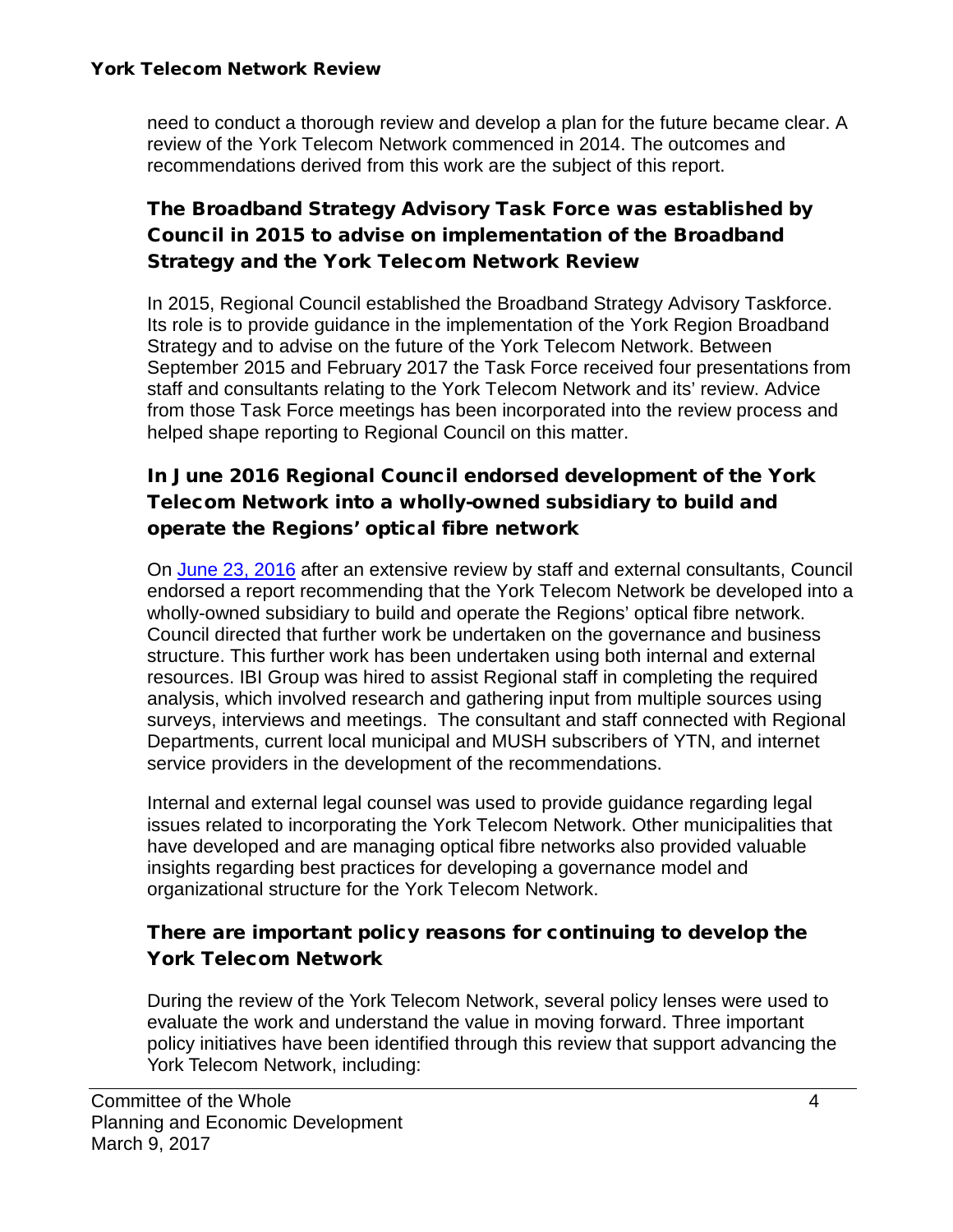need to conduct a thorough review and develop a plan for the future became clear. A review of the York Telecom Network commenced in 2014. The outcomes and recommendations derived from this work are the subject of this report.

### The Broadband Strategy Advisory Task Force was established by Council in 2015 to advise on implementation of the Broadband Strategy and the York Telecom Network Review

In 2015, Regional Council established the Broadband Strategy Advisory Taskforce. Its role is to provide guidance in the implementation of the York Region Broadband Strategy and to advise on the future of the York Telecom Network. Between September 2015 and February 2017 the Task Force received four presentations from staff and consultants relating to the York Telecom Network and its' review. Advice from those Task Force meetings has been incorporated into the review process and helped shape reporting to Regional Council on this matter.

### In June 2016 Regional Council endorsed development of the York Telecom Network into a wholly-owned subsidiary to build and operate the Regions' optical fibre network

On June 23, 2016 after an extensive review by staff and external consultants, Council endorsed a report recommending that the York Telecom Network be developed into a wholly-owned subsidiary to build and operate the Regions' optical fibre network. Council directed that further work be undertaken on the governance and business structure. This further work has been undertaken using both internal and external resources. IBI Group was hired to assist Regional staff in completing the required analysis, which involved research and gathering input from multiple sources using surveys, interviews and meetings. The consultant and staff connected with Regional Departments, current local municipal and MUSH subscribers of YTN, and internet service providers in the development of the recommendations.

Internal and external legal counsel was used to provide guidance regarding legal issues related to incorporating the York Telecom Network. Other municipalities that have developed and are managing optical fibre networks also provided valuable insights regarding best practices for developing a governance model and organizational structure for the York Telecom Network.

### There are important policy reasons for continuing to develop the York Telecom Network

During the review of the York Telecom Network, several policy lenses were used to evaluate the work and understand the value in moving forward. Three important policy initiatives have been identified through this review that support advancing the York Telecom Network, including: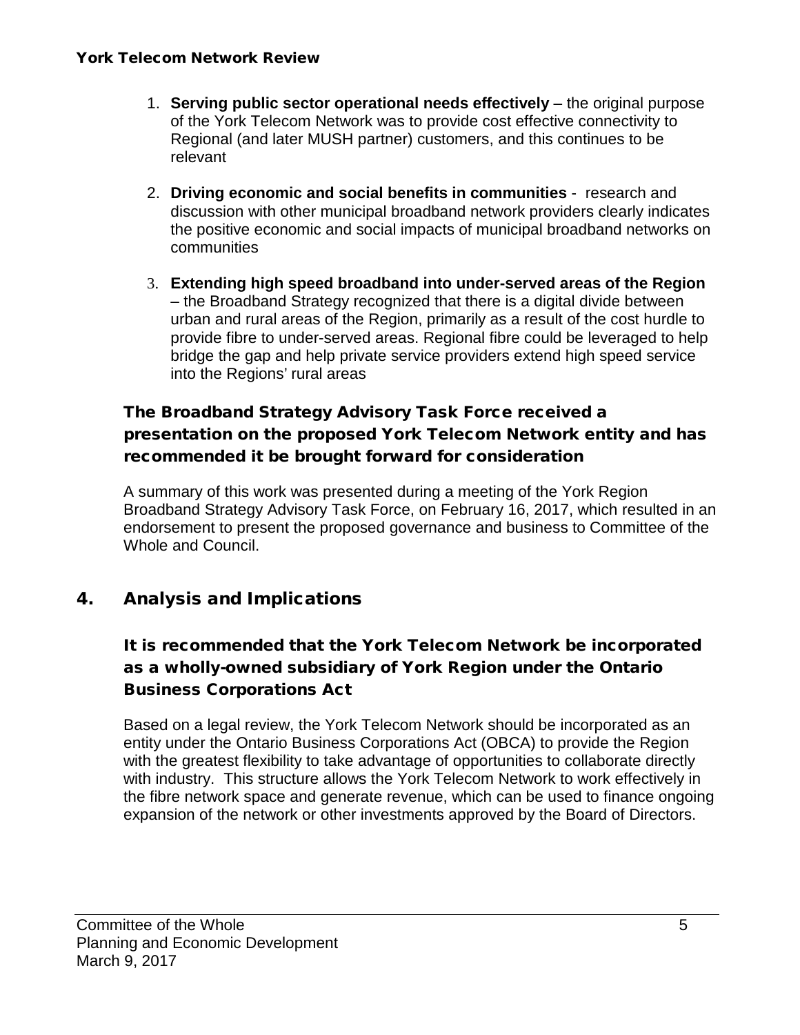1. **Serving public sector operational needs effectively** – the original purpose of the York Telecom Network was to provide cost effective connectivity to Regional (and later MUSH partner) customers, and this continues to be relevant

2. **Driving economic and social benefits in communities** - research and discussion with other municipal broadband network providers clearly indicates the positive economic and social impacts of municipal broadband networks on communities

3. **Extending high speed broadband into under-served areas of the Region** – the Broadband Strategy recognized that there is a digital divide between urban and rural areas of the Region, primarily as a result of the cost hurdle to provide fibre to under-served areas. Regional fibre could be leveraged to help bridge the gap and help private service providers extend high speed service into the Regions' rural areas

### The Broadband Strategy Advisory Task Force received a presentation on the proposed York Telecom Network entity and has recommended it be brought forward for consideration

A summary of this work was presented during a meeting of the York Region Broadband Strategy Advisory Task Force, on February 16, 2017, which resulted in an endorsement to present the proposed governance and business to Committee of the Whole and Council.

## 4. Analysis and Implications

### It is recommended that the York Telecom Network be incorporated as a wholly-owned subsidiary of York Region under the Ontario Business Corporations Act

Based on a legal review, the York Telecom Network should be incorporated as an entity under the Ontario Business Corporations Act (OBCA) to provide the Region with the greatest flexibility to take advantage of opportunities to collaborate directly with industry. This structure allows the York Telecom Network to work effectively in the fibre network space and generate revenue, which can be used to finance ongoing expansion of the network or other investments approved by the Board of Directors.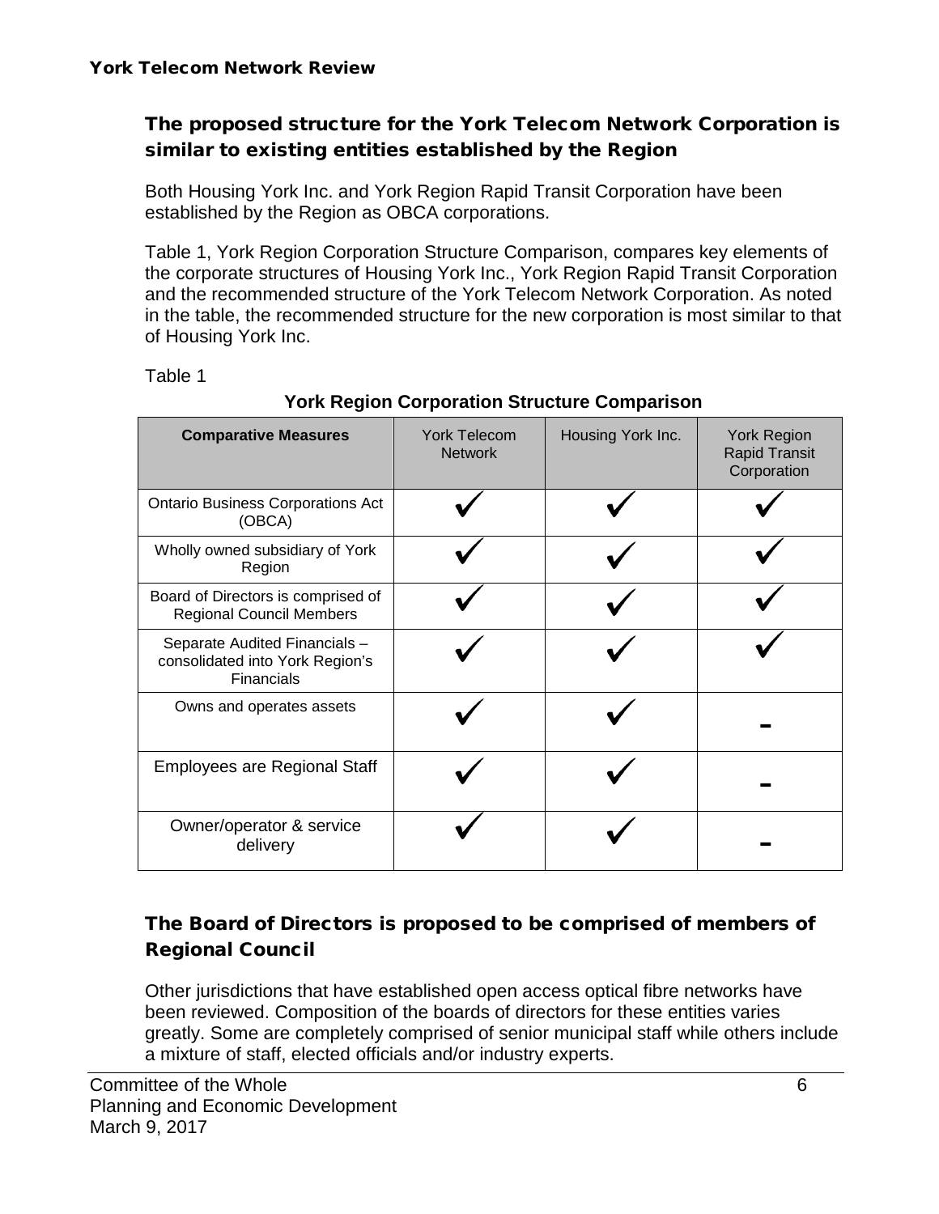## The proposed structure for the York Telecom Network Corporation is similar to existing entities established by the Region

Both Housing York Inc. and York Region Rapid Transit Corporation have been established by the Region as OBCA corporations.

Table 1, York Region Corporation Structure Comparison, compares key elements of the corporate structures of Housing York Inc., York Region Rapid Transit Corporation and the recommended structure of the York Telecom Network Corporation. As noted in the table, the recommended structure for the new corporation is most similar to that of Housing York Inc.

Table 1

**York Region Corporation Structure Comparison**

| **Comparative Measures** | York Telecom Network | Housing York Inc. | York Region Rapid Transit Corporation |
|---|---|---|---|
| Ontario Business Corporations Act (OBCA) | ✓ | ✓ | ✓ |
| Wholly owned subsidiary of York Region | ✓ | ✓ | ✓ |
| Board of Directors is comprised of Regional Council Members | ✓ | ✓ | ✓ |
| Separate Audited Financials – consolidated into York Region's Financials | ✓ | ✓ | ✓ |
| Owns and operates assets | ✓ | ✓ | - |
| Employees are Regional Staff | ✓ | ✓ | - |
| Owner/operator & service delivery | ✓ | ✓ | - |

## The Board of Directors is proposed to be comprised of members of Regional Council

Other jurisdictions that have established open access optical fibre networks have been reviewed. Composition of the boards of directors for these entities varies greatly. Some are completely comprised of senior municipal staff while others include a mixture of staff, elected officials and/or industry experts.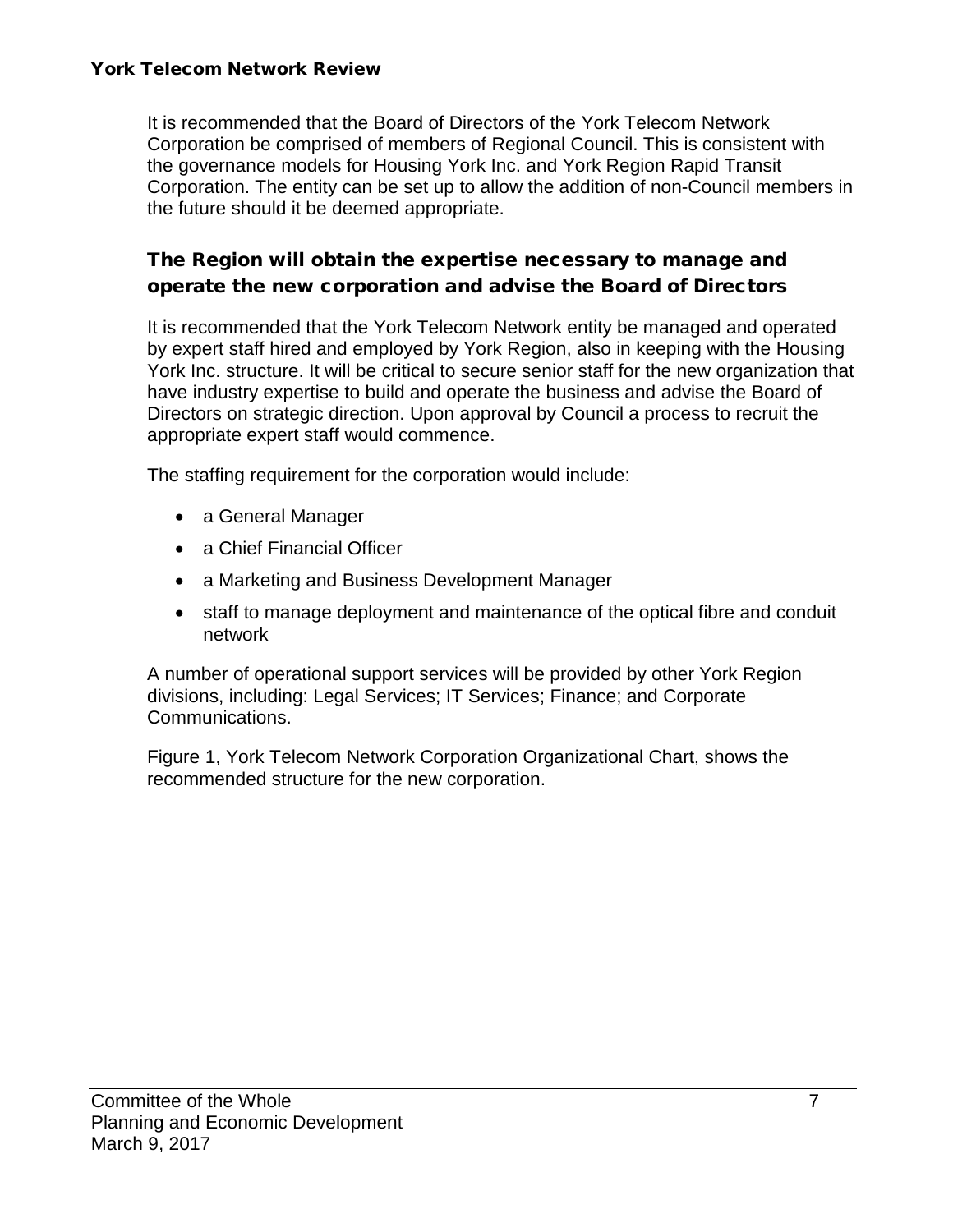It is recommended that the Board of Directors of the York Telecom Network Corporation be comprised of members of Regional Council. This is consistent with the governance models for Housing York Inc. and York Region Rapid Transit Corporation. The entity can be set up to allow the addition of non-Council members in the future should it be deemed appropriate.

## The Region will obtain the expertise necessary to manage and operate the new corporation and advise the Board of Directors

It is recommended that the York Telecom Network entity be managed and operated by expert staff hired and employed by York Region, also in keeping with the Housing York Inc. structure. It will be critical to secure senior staff for the new organization that have industry expertise to build and operate the business and advise the Board of Directors on strategic direction. Upon approval by Council a process to recruit the appropriate expert staff would commence.

The staffing requirement for the corporation would include:

- a General Manager
- a Chief Financial Officer
- a Marketing and Business Development Manager
- staff to manage deployment and maintenance of the optical fibre and conduit network

A number of operational support services will be provided by other York Region divisions, including: Legal Services; IT Services; Finance; and Corporate Communications.

Figure 1, York Telecom Network Corporation Organizational Chart, shows the recommended structure for the new corporation.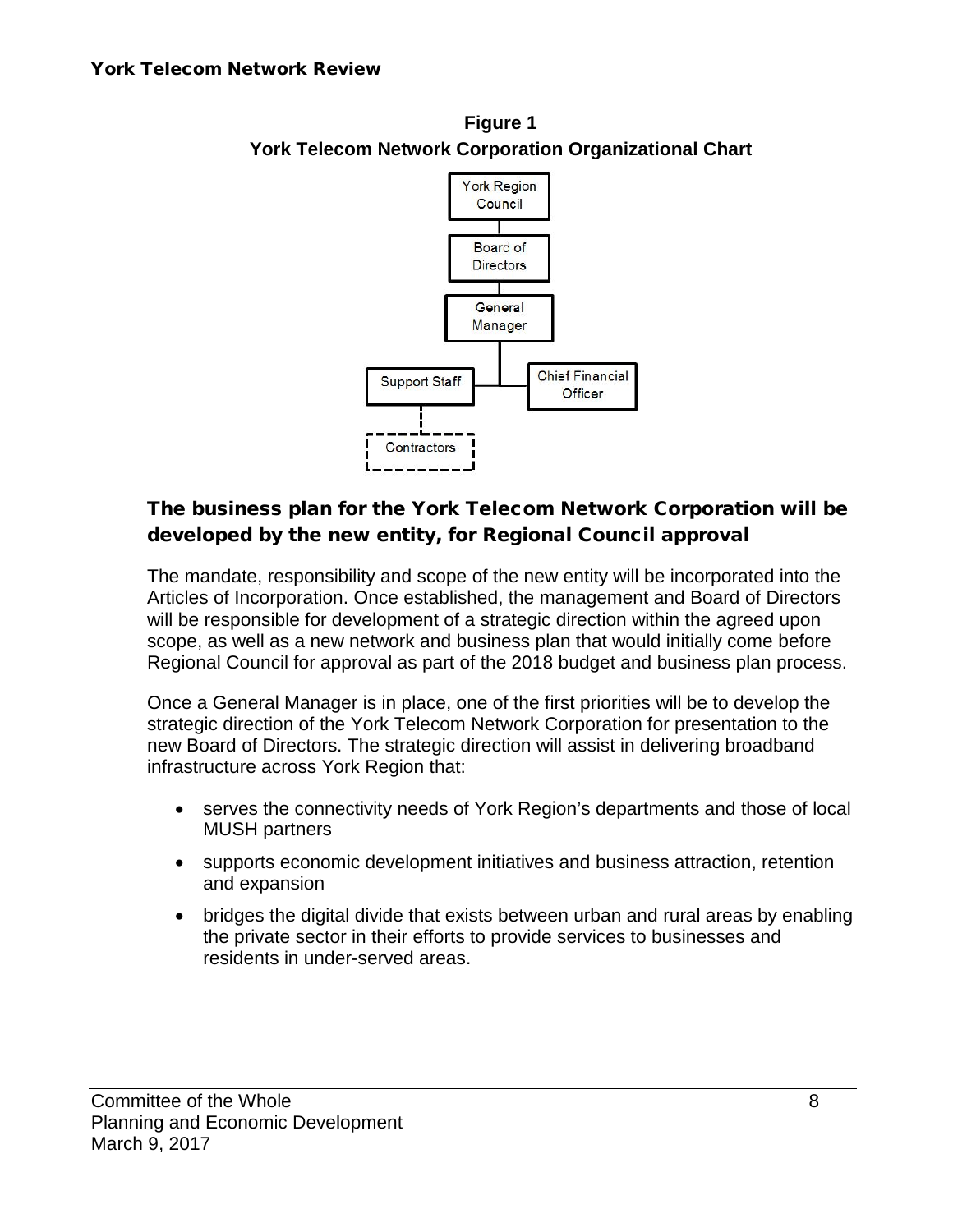**Figure 1**
**York Telecom Network Corporation Organizational Chart**

### The business plan for the York Telecom Network Corporation will be developed by the new entity, for Regional Council approval

The mandate, responsibility and scope of the new entity will be incorporated into the Articles of Incorporation. Once established, the management and Board of Directors will be responsible for development of a strategic direction within the agreed upon scope, as well as a new network and business plan that would initially come before Regional Council for approval as part of the 2018 budget and business plan process.

Once a General Manager is in place, one of the first priorities will be to develop the strategic direction of the York Telecom Network Corporation for presentation to the new Board of Directors. The strategic direction will assist in delivering broadband infrastructure across York Region that:

- serves the connectivity needs of York Region's departments and those of local MUSH partners
- supports economic development initiatives and business attraction, retention and expansion
- bridges the digital divide that exists between urban and rural areas by enabling the private sector in their efforts to provide services to businesses and residents in under-served areas.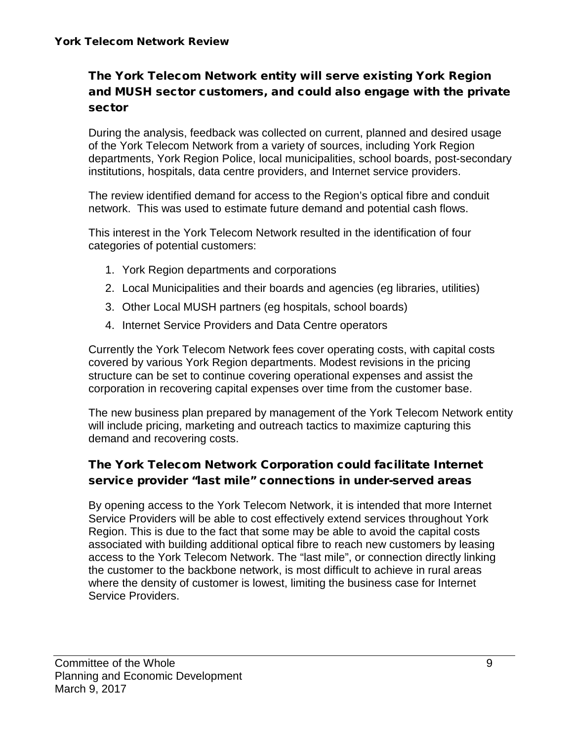## The York Telecom Network entity will serve existing York Region and MUSH sector customers, and could also engage with the private sector

During the analysis, feedback was collected on current, planned and desired usage of the York Telecom Network from a variety of sources, including York Region departments, York Region Police, local municipalities, school boards, post-secondary institutions, hospitals, data centre providers, and Internet service providers.

The review identified demand for access to the Region's optical fibre and conduit network. This was used to estimate future demand and potential cash flows.

This interest in the York Telecom Network resulted in the identification of four categories of potential customers:

1. York Region departments and corporations
2. Local Municipalities and their boards and agencies (eg libraries, utilities)
3. Other Local MUSH partners (eg hospitals, school boards)
4. Internet Service Providers and Data Centre operators

Currently the York Telecom Network fees cover operating costs, with capital costs covered by various York Region departments. Modest revisions in the pricing structure can be set to continue covering operational expenses and assist the corporation in recovering capital expenses over time from the customer base.

The new business plan prepared by management of the York Telecom Network entity will include pricing, marketing and outreach tactics to maximize capturing this demand and recovering costs.

## The York Telecom Network Corporation could facilitate Internet service provider "last mile" connections in under-served areas

By opening access to the York Telecom Network, it is intended that more Internet Service Providers will be able to cost effectively extend services throughout York Region. This is due to the fact that some may be able to avoid the capital costs associated with building additional optical fibre to reach new customers by leasing access to the York Telecom Network. The "last mile", or connection directly linking the customer to the backbone network, is most difficult to achieve in rural areas where the density of customer is lowest, limiting the business case for Internet Service Providers.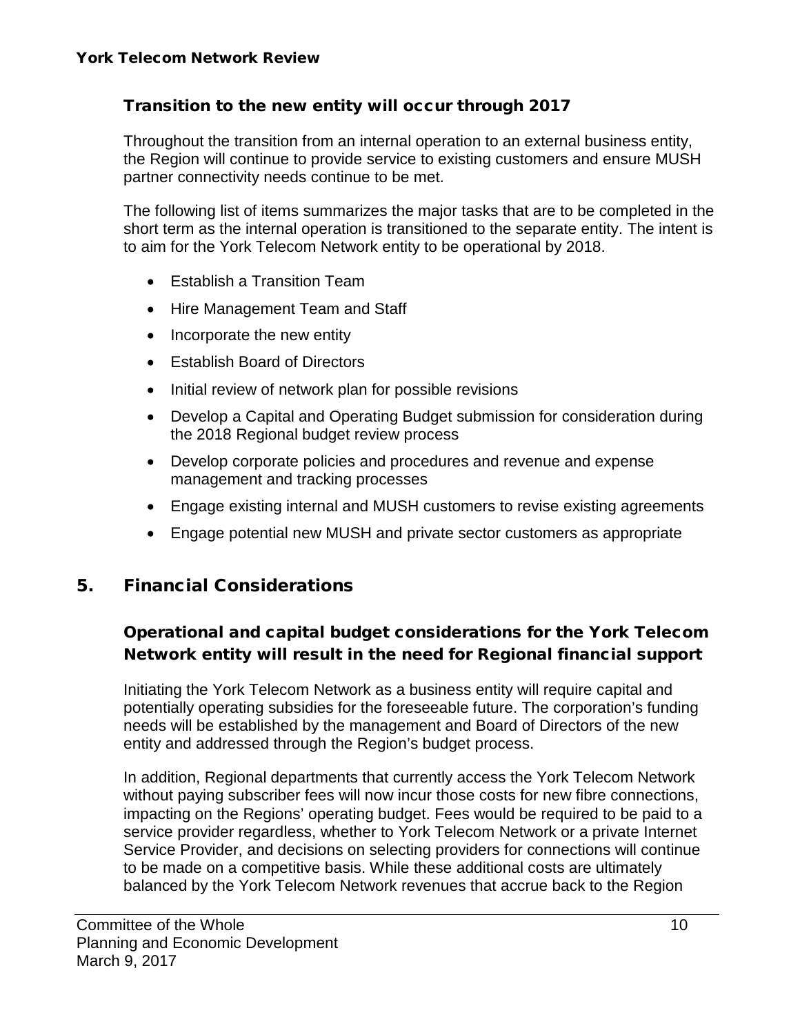### Transition to the new entity will occur through 2017

Throughout the transition from an internal operation to an external business entity, the Region will continue to provide service to existing customers and ensure MUSH partner connectivity needs continue to be met.

The following list of items summarizes the major tasks that are to be completed in the short term as the internal operation is transitioned to the separate entity. The intent is to aim for the York Telecom Network entity to be operational by 2018.

- Establish a Transition Team
- Hire Management Team and Staff
- Incorporate the new entity
- Establish Board of Directors
- Initial review of network plan for possible revisions
- Develop a Capital and Operating Budget submission for consideration during the 2018 Regional budget review process
- Develop corporate policies and procedures and revenue and expense management and tracking processes
- Engage existing internal and MUSH customers to revise existing agreements
- Engage potential new MUSH and private sector customers as appropriate

## 5. Financial Considerations

### Operational and capital budget considerations for the York Telecom Network entity will result in the need for Regional financial support

Initiating the York Telecom Network as a business entity will require capital and potentially operating subsidies for the foreseeable future. The corporation's funding needs will be established by the management and Board of Directors of the new entity and addressed through the Region's budget process.

In addition, Regional departments that currently access the York Telecom Network without paying subscriber fees will now incur those costs for new fibre connections, impacting on the Regions' operating budget. Fees would be required to be paid to a service provider regardless, whether to York Telecom Network or a private Internet Service Provider, and decisions on selecting providers for connections will continue to be made on a competitive basis. While these additional costs are ultimately balanced by the York Telecom Network revenues that accrue back to the Region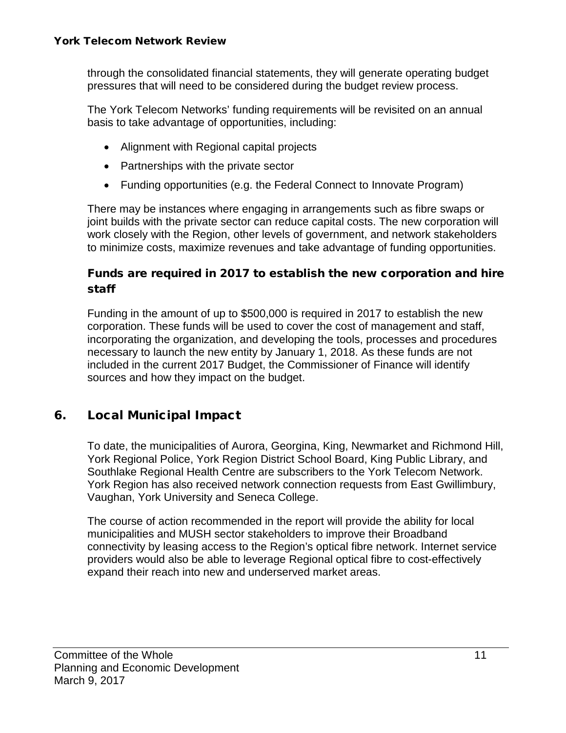through the consolidated financial statements, they will generate operating budget pressures that will need to be considered during the budget review process.

The York Telecom Networks' funding requirements will be revisited on an annual basis to take advantage of opportunities, including:

- Alignment with Regional capital projects
- Partnerships with the private sector
- Funding opportunities (e.g. the Federal Connect to Innovate Program)

There may be instances where engaging in arrangements such as fibre swaps or joint builds with the private sector can reduce capital costs. The new corporation will work closely with the Region, other levels of government, and network stakeholders to minimize costs, maximize revenues and take advantage of funding opportunities.

### Funds are required in 2017 to establish the new corporation and hire staff

Funding in the amount of up to $500,000 is required in 2017 to establish the new corporation. These funds will be used to cover the cost of management and staff, incorporating the organization, and developing the tools, processes and procedures necessary to launch the new entity by January 1, 2018. As these funds are not included in the current 2017 Budget, the Commissioner of Finance will identify sources and how they impact on the budget.

## 6. Local Municipal Impact

To date, the municipalities of Aurora, Georgina, King, Newmarket and Richmond Hill, York Regional Police, York Region District School Board, King Public Library, and Southlake Regional Health Centre are subscribers to the York Telecom Network. York Region has also received network connection requests from East Gwillimbury, Vaughan, York University and Seneca College.

The course of action recommended in the report will provide the ability for local municipalities and MUSH sector stakeholders to improve their Broadband connectivity by leasing access to the Region's optical fibre network. Internet service providers would also be able to leverage Regional optical fibre to cost-effectively expand their reach into new and underserved market areas.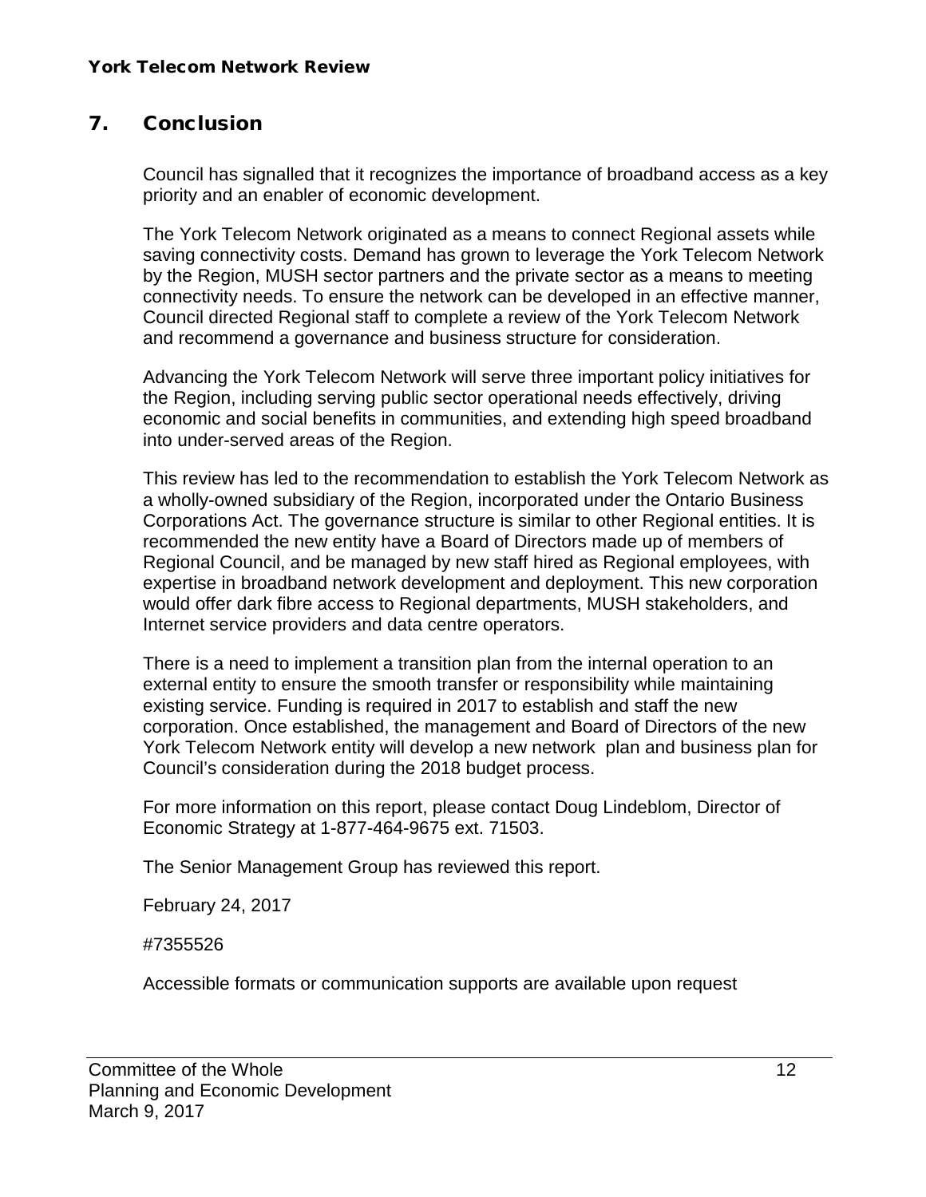## 7. Conclusion

Council has signalled that it recognizes the importance of broadband access as a key priority and an enabler of economic development.

The York Telecom Network originated as a means to connect Regional assets while saving connectivity costs. Demand has grown to leverage the York Telecom Network by the Region, MUSH sector partners and the private sector as a means to meeting connectivity needs. To ensure the network can be developed in an effective manner, Council directed Regional staff to complete a review of the York Telecom Network and recommend a governance and business structure for consideration.

Advancing the York Telecom Network will serve three important policy initiatives for the Region, including serving public sector operational needs effectively, driving economic and social benefits in communities, and extending high speed broadband into under-served areas of the Region.

This review has led to the recommendation to establish the York Telecom Network as a wholly-owned subsidiary of the Region, incorporated under the Ontario Business Corporations Act. The governance structure is similar to other Regional entities. It is recommended the new entity have a Board of Directors made up of members of Regional Council, and be managed by new staff hired as Regional employees, with expertise in broadband network development and deployment. This new corporation would offer dark fibre access to Regional departments, MUSH stakeholders, and Internet service providers and data centre operators.

There is a need to implement a transition plan from the internal operation to an external entity to ensure the smooth transfer or responsibility while maintaining existing service. Funding is required in 2017 to establish and staff the new corporation. Once established, the management and Board of Directors of the new York Telecom Network entity will develop a new network plan and business plan for Council's consideration during the 2018 budget process.

For more information on this report, please contact Doug Lindeblom, Director of Economic Strategy at 1-877-464-9675 ext. 71503.

The Senior Management Group has reviewed this report.

February 24, 2017

#7355526

Accessible formats or communication supports are available upon request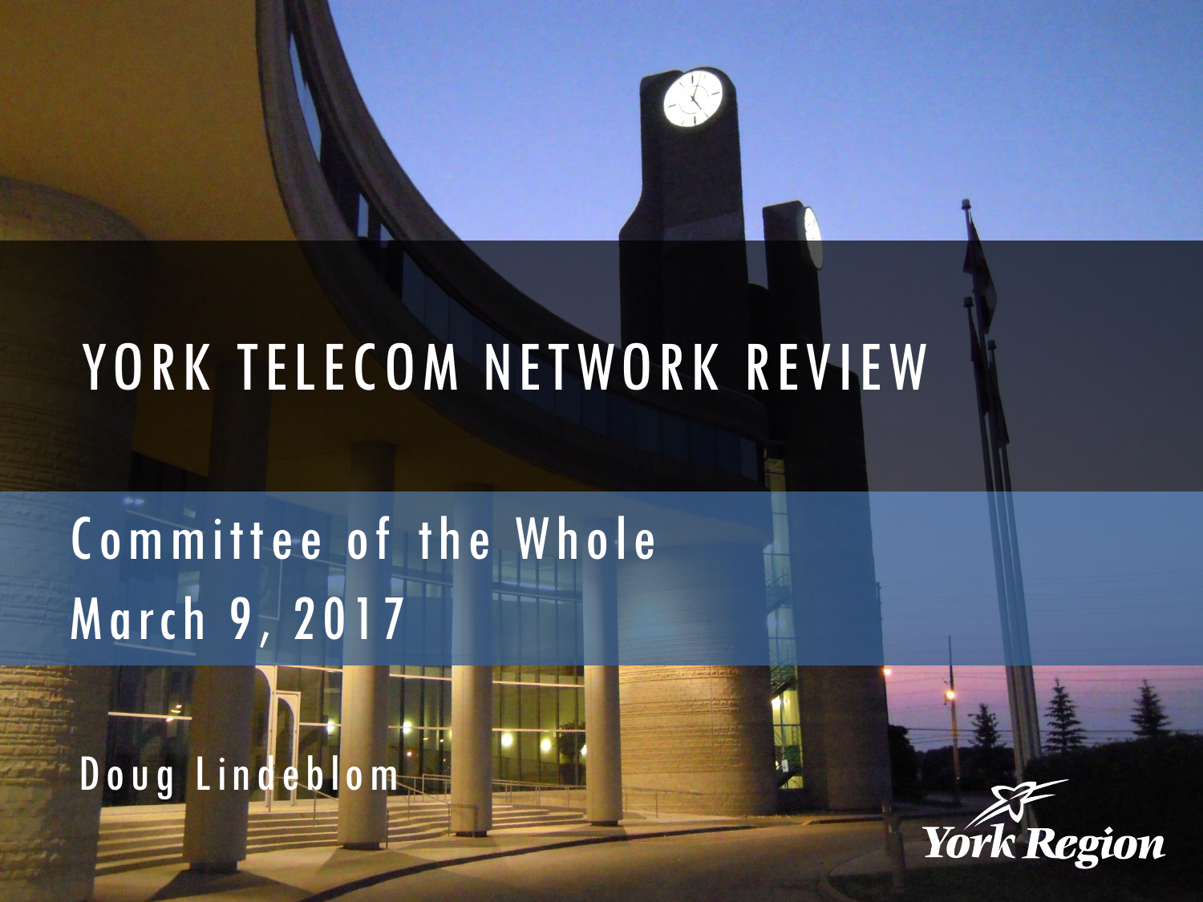# YORK TELECOM NETWORK REVIEW

Committee of the Whole
March 9, 2017

Doug Lindeblom

York Region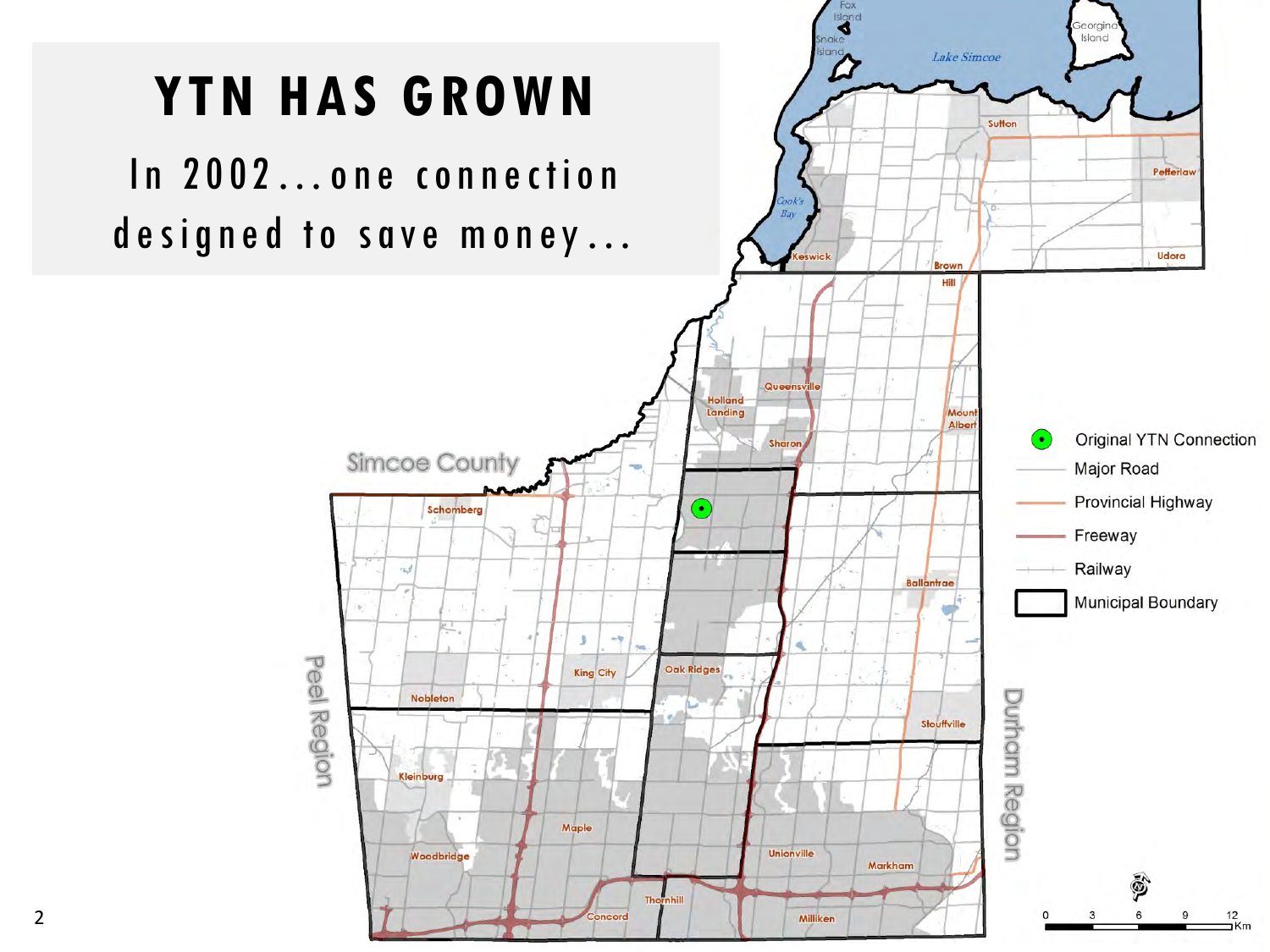# YTN HAS GROWN

In 2002…one connection designed to save money…

Fox Island

Snake Island

Georgina Island

Lake Simcoe

Sutton

Pefferlaw

Cook's Bay

Keswick

Brown Hill

Udora

Queensville

Holland Landing

Mount Albert

Sharon

Simcoe County

Schomberg

Ballantrae

King City

Oak Ridges

Nobleton

Peel Region

Stouffville

Durham Region

Kleinburg

Maple

Woodbridge

Unionville

Markham

Thornhill

Concord

Milliken

- Original YTN Connection
- Major Road
- Provincial Highway
- Freeway
- Railway
- Municipal Boundary

0 3 6 9 12 Km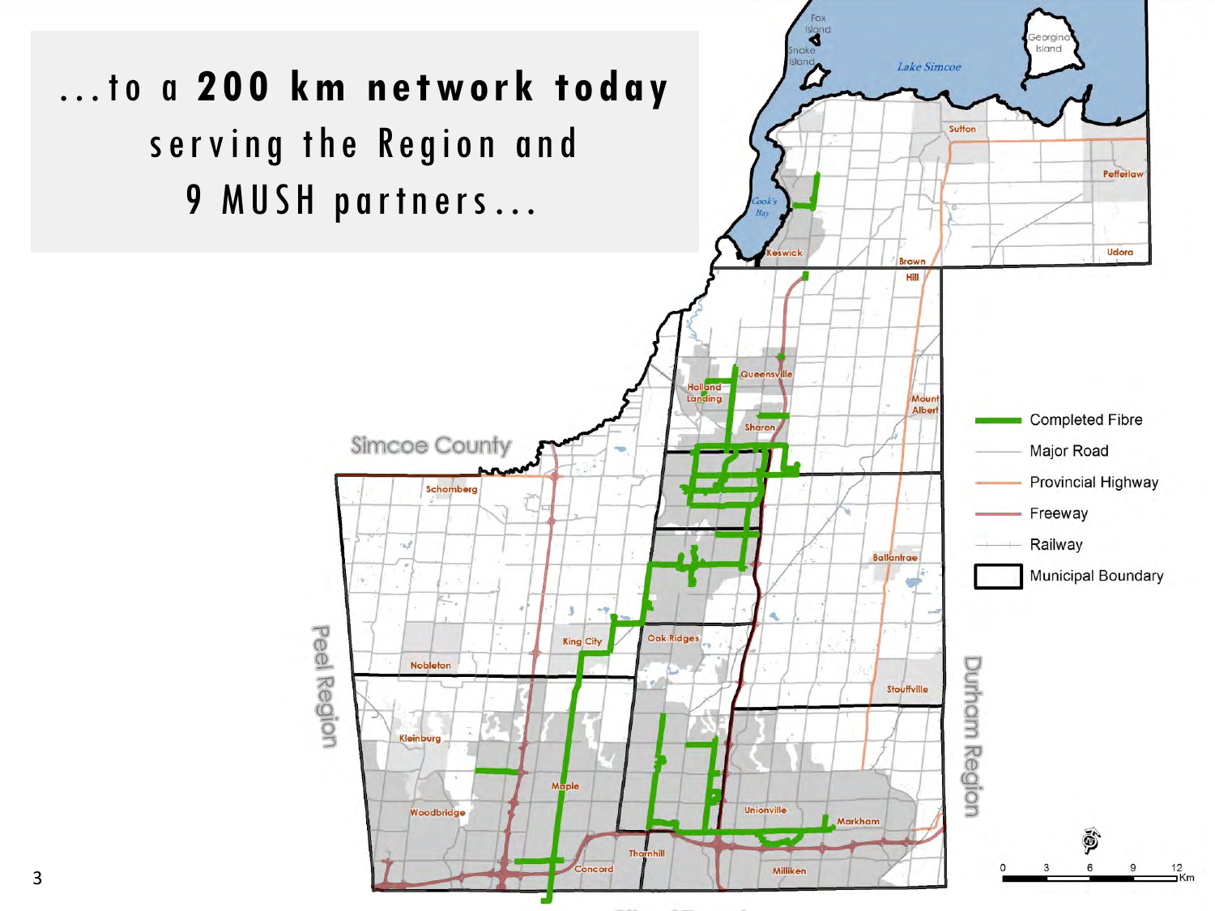...to a **200 km network today** serving the Region and 9 MUSH partners...

Completed Fibre
Major Road
Provincial Highway
Freeway
Railway
Municipal Boundary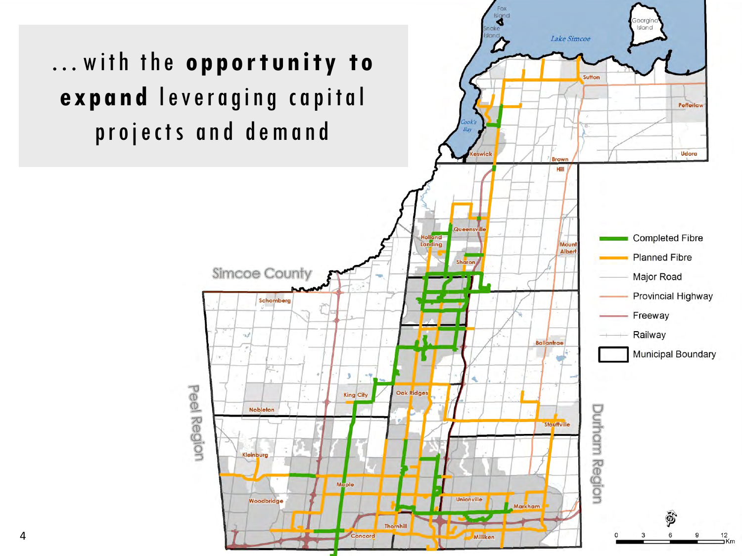...with the **opportunity to expand** leveraging capital projects and demand

Completed Fibre

Planned Fibre

Major Road

Provincial Highway

Freeway

Railway

Municipal Boundary

Lake Simcoe

Fox Island

Snake Island

Georgina Island

Sutton

Pefferlaw

Cook's Bay

Keswick

Brown Hill

Udora

Queensville

Holland Landing

Mount Albert

Sharon

Simcoe County

Schomberg

Ballantrae

King City

Oak Ridges

Nobleton

Stouffville

Peel Region

Durham Region

Kleinburg

Maple

Woodbridge

Unionville

Markham

Thornhill

Concord

Milliken

0 3 6 9 12 Km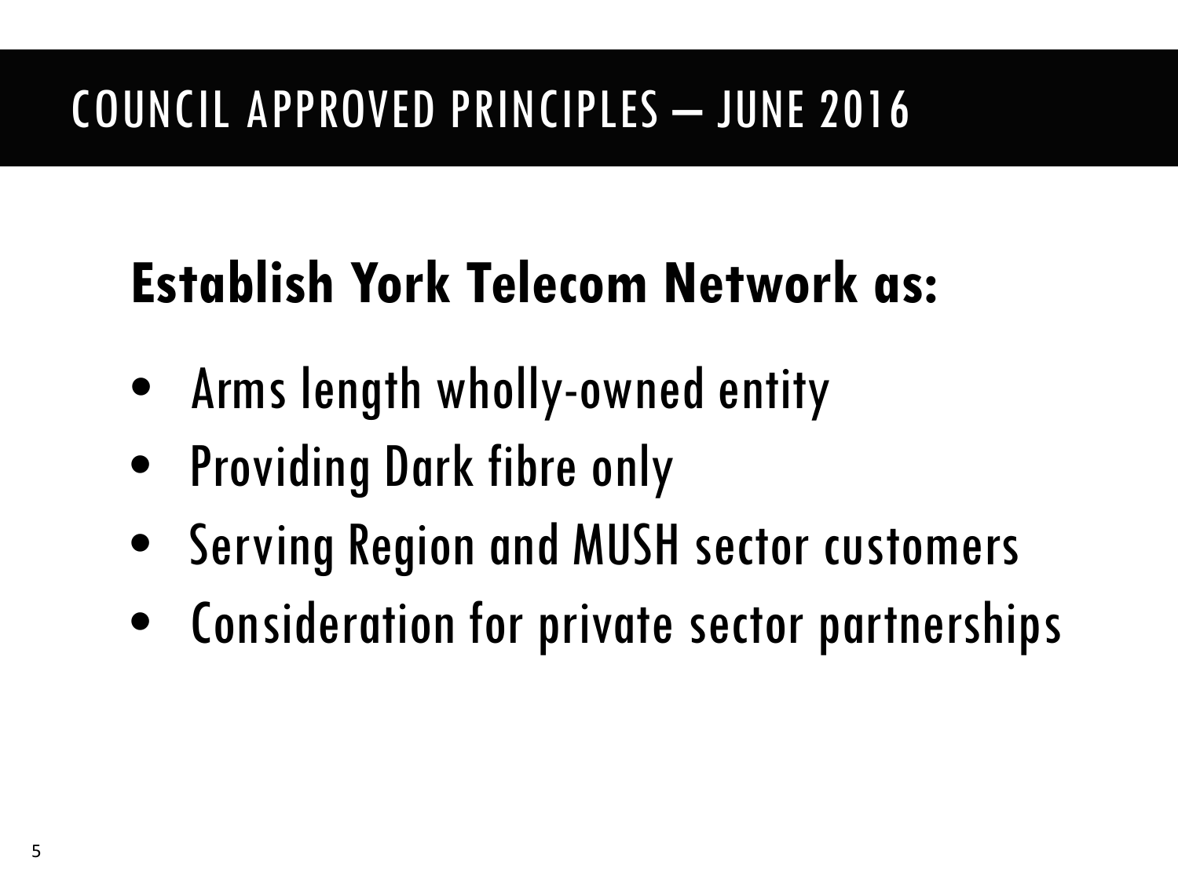# COUNCIL APPROVED PRINCIPLES – JUNE 2016

**Establish York Telecom Network as:**

- Arms length wholly-owned entity
- Providing Dark fibre only
- Serving Region and MUSH sector customers
- Consideration for private sector partnerships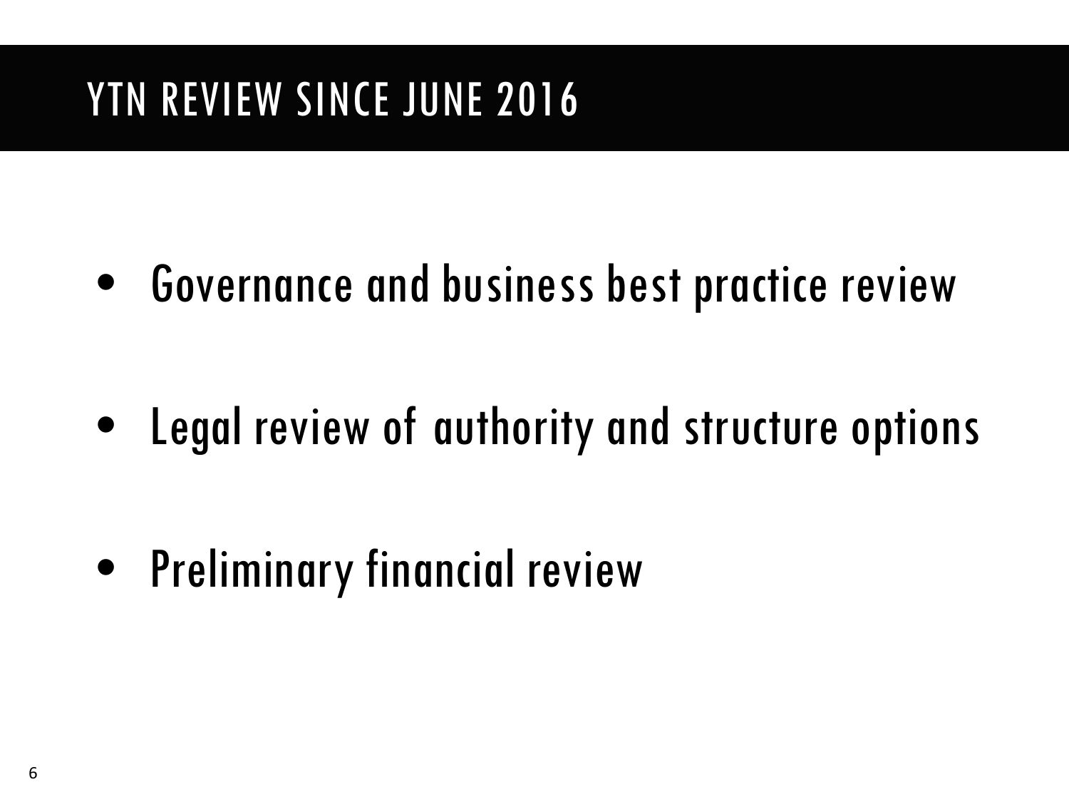# YTN REVIEW SINCE JUNE 2016

- Governance and business best practice review
- Legal review of authority and structure options
- Preliminary financial review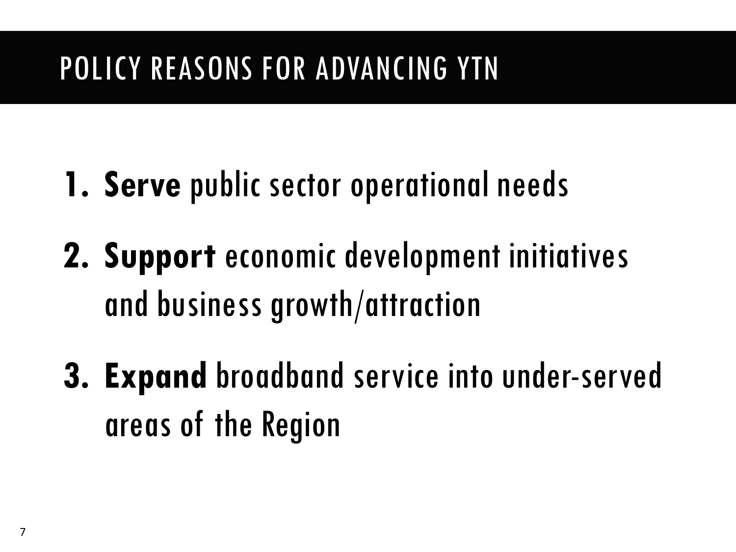# POLICY REASONS FOR ADVANCING YTN

1. **Serve** public sector operational needs
2. **Support** economic development initiatives and business growth/attraction
3. **Expand** broadband service into under-served areas of the Region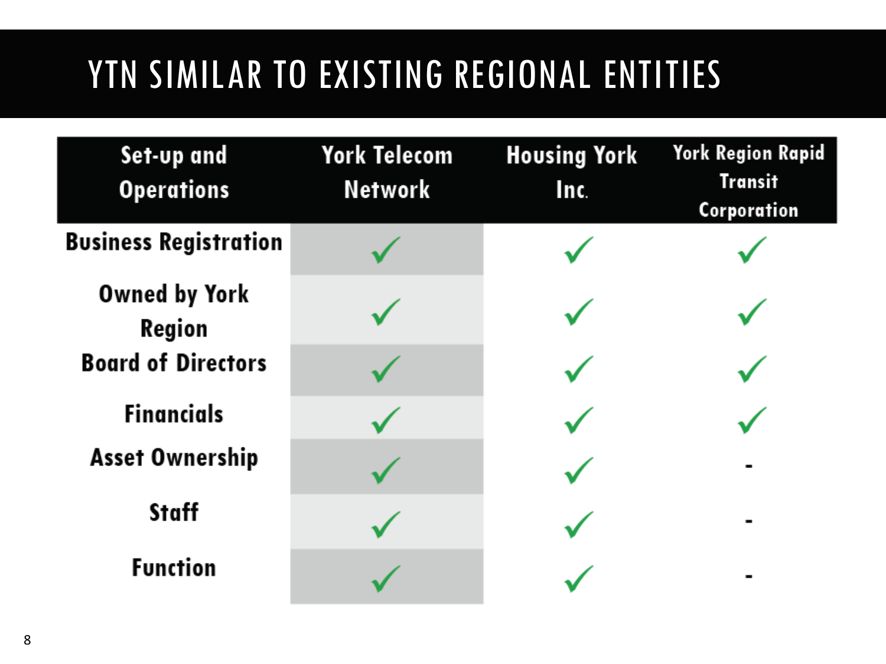# YTN SIMILAR TO EXISTING REGIONAL ENTITIES

| Set-up and Operations | York Telecom Network | Housing York Inc. | York Region Rapid Transit Corporation |
|---|---|---|---|
| Business Registration | ✓ | ✓ | ✓ |
| Owned by York Region | ✓ | ✓ | ✓ |
| Board of Directors | ✓ | ✓ | ✓ |
| Financials | ✓ | ✓ | ✓ |
| Asset Ownership | ✓ | ✓ | - |
| Staff | ✓ | ✓ | - |
| Function | ✓ | ✓ | - |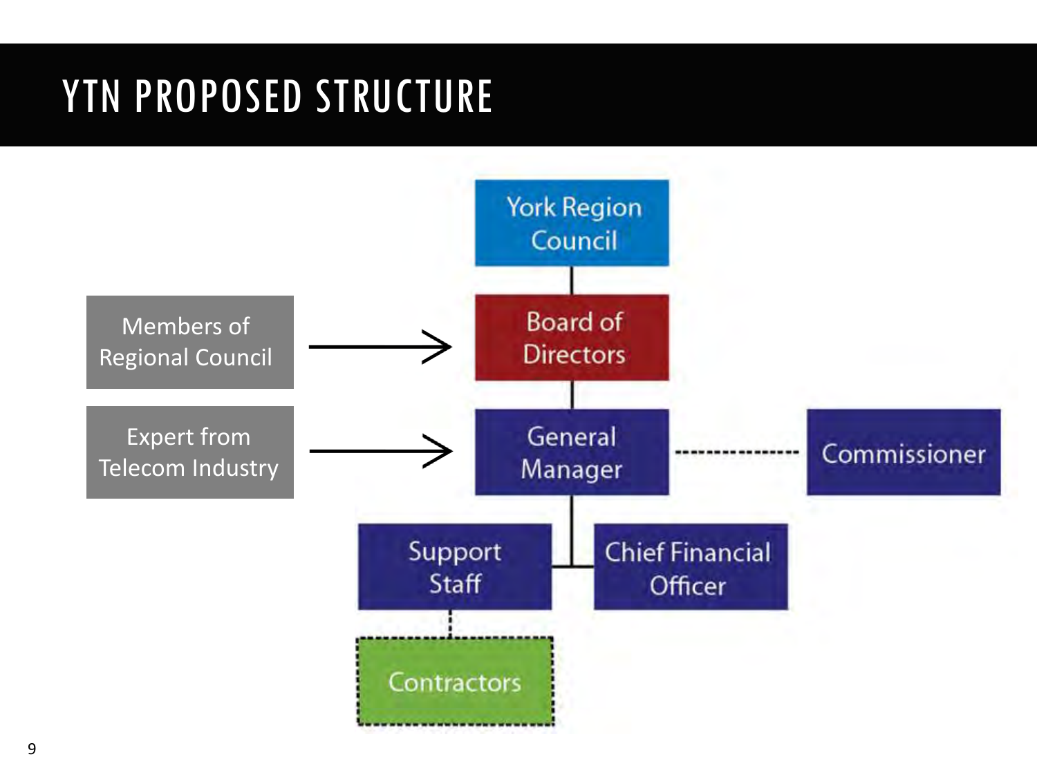# YTN PROPOSED STRUCTURE

York Region Council

Board of Directors

Members of Regional Council → Board of Directors

Expert from Telecom Industry → General Manager

General Manager

Commissioner

Support Staff

Chief Financial Officer

Contractors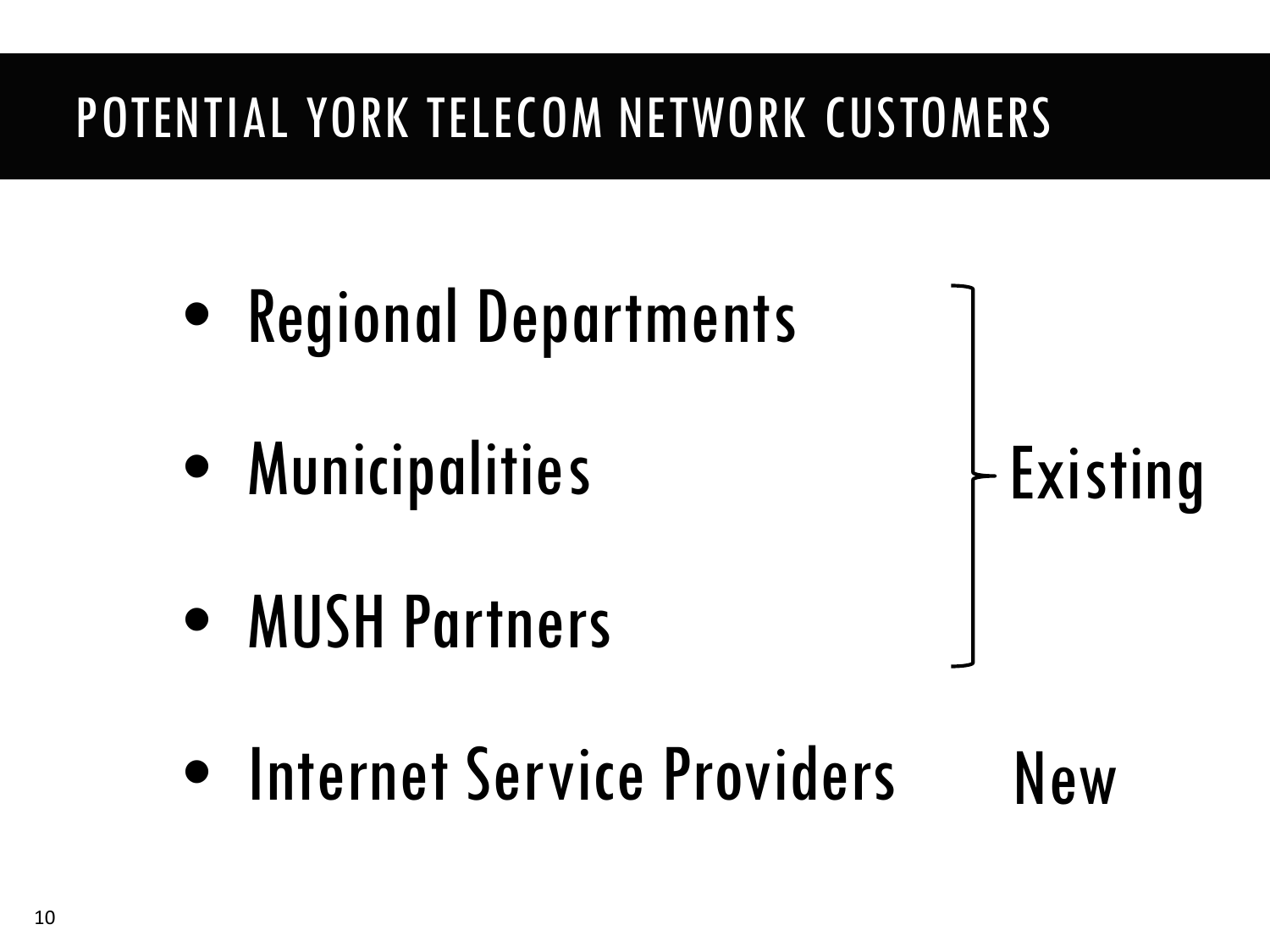# POTENTIAL YORK TELECOM NETWORK CUSTOMERS

- Regional Departments
- Municipalities
- MUSH Partners
- Internet Service Providers

Existing: Regional Departments, Municipalities, MUSH Partners

New: Internet Service Providers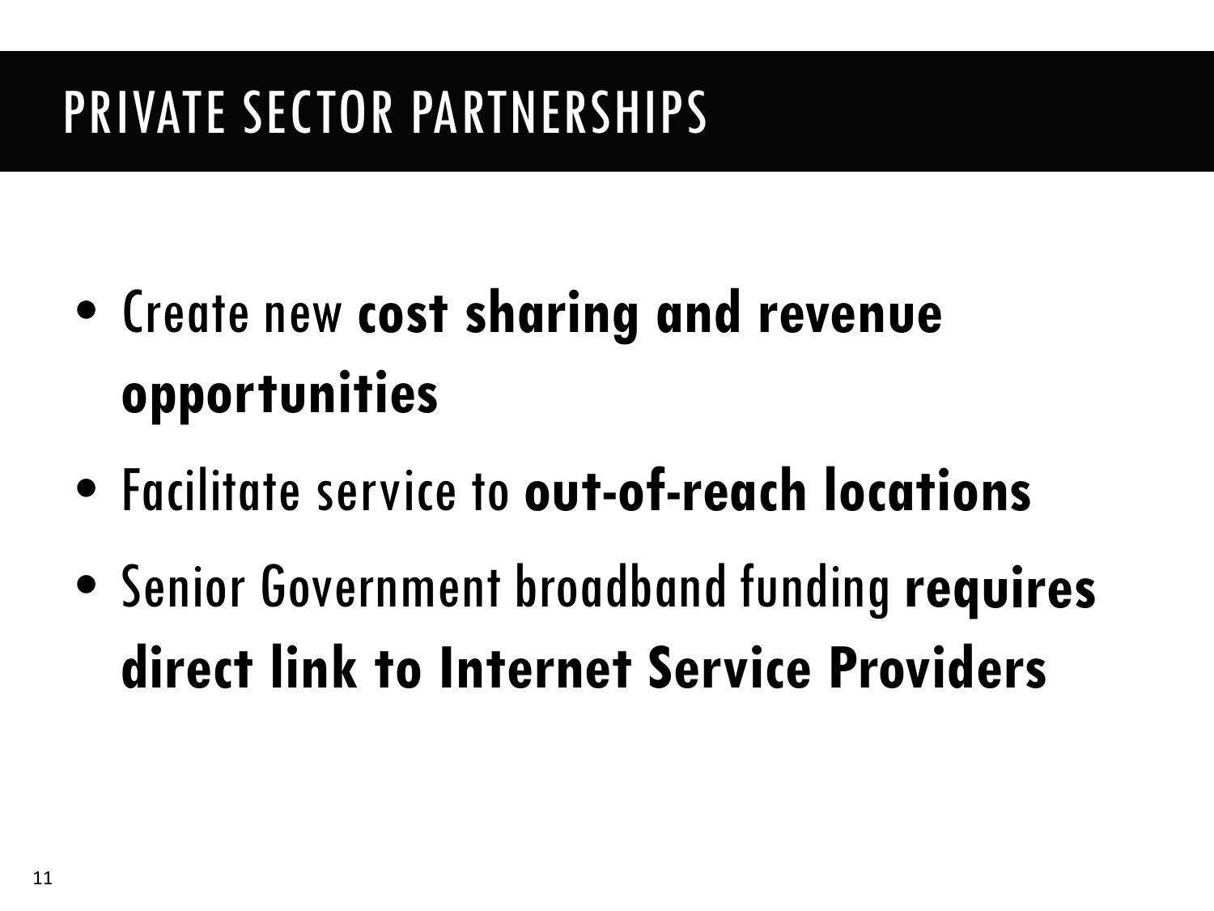# PRIVATE SECTOR PARTNERSHIPS

- Create new **cost sharing and revenue opportunities**
- Facilitate service to **out-of-reach locations**
- Senior Government broadband funding **requires direct link to Internet Service Providers**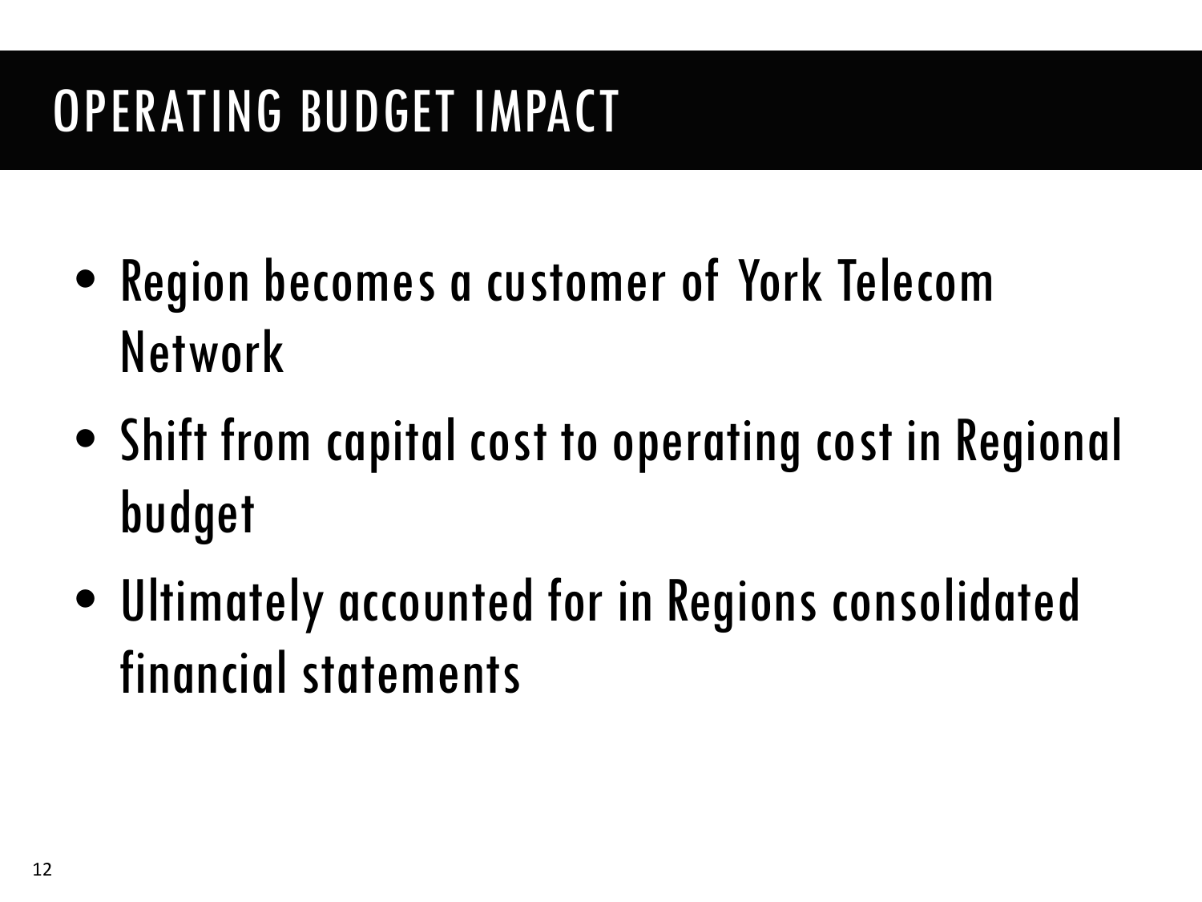# OPERATING BUDGET IMPACT

- Region becomes a customer of York Telecom Network
- Shift from capital cost to operating cost in Regional budget
- Ultimately accounted for in Regions consolidated financial statements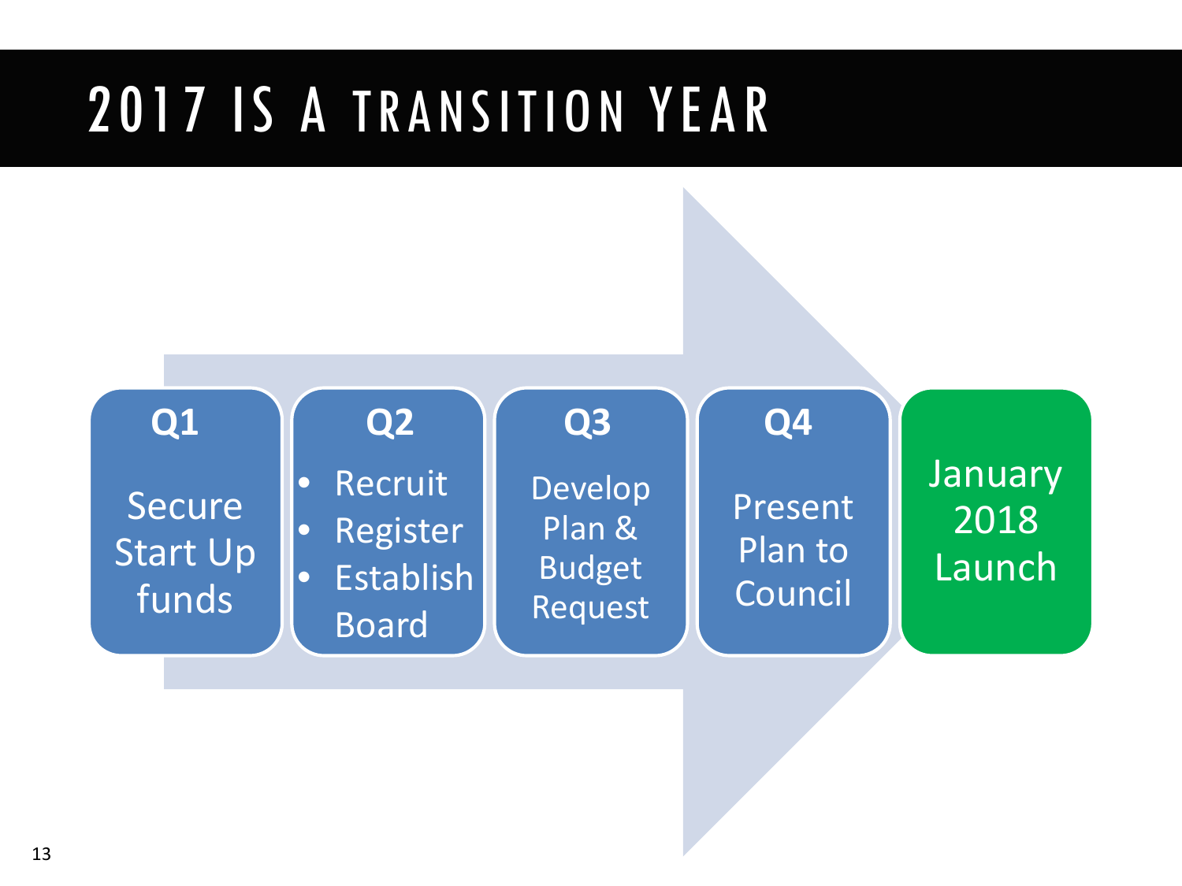# 2017 IS A TRANSITION YEAR

**Q1**

Secure Start Up funds

**Q2**

- Recruit
- Register
- Establish Board

**Q3**

Develop Plan & Budget Request

**Q4**

Present Plan to Council

January 2018 Launch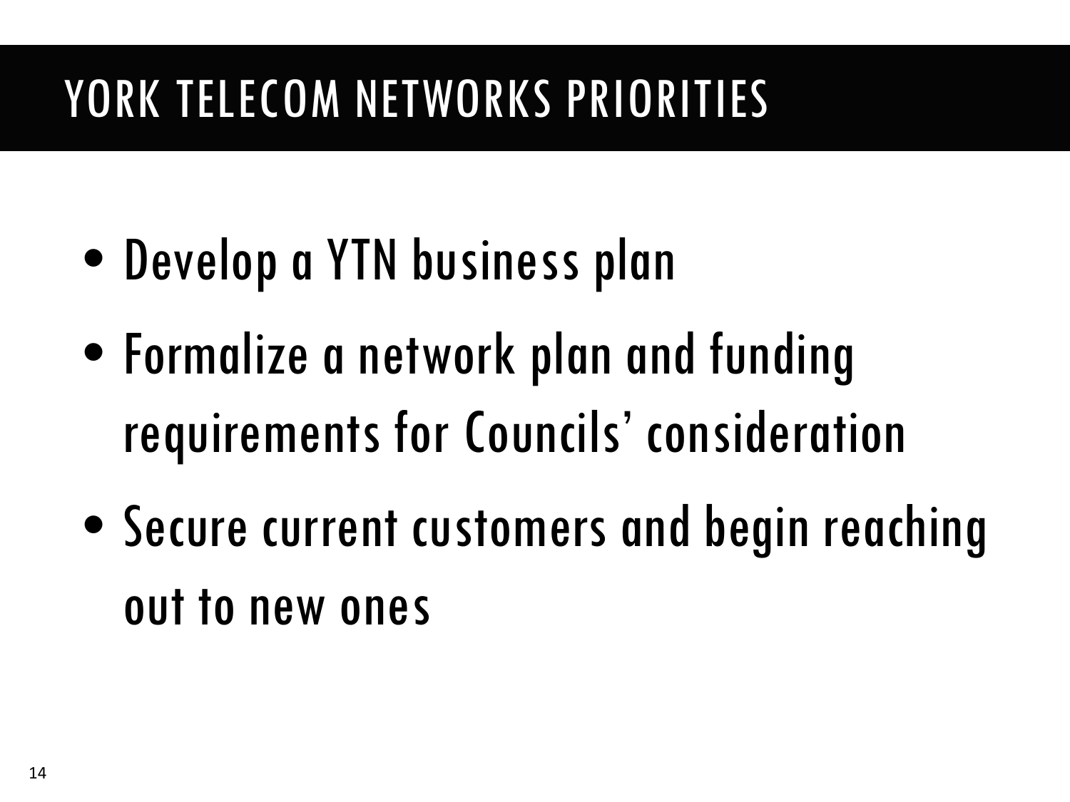# YORK TELECOM NETWORKS PRIORITIES

- Develop a YTN business plan
- Formalize a network plan and funding requirements for Councils' consideration
- Secure current customers and begin reaching out to new ones